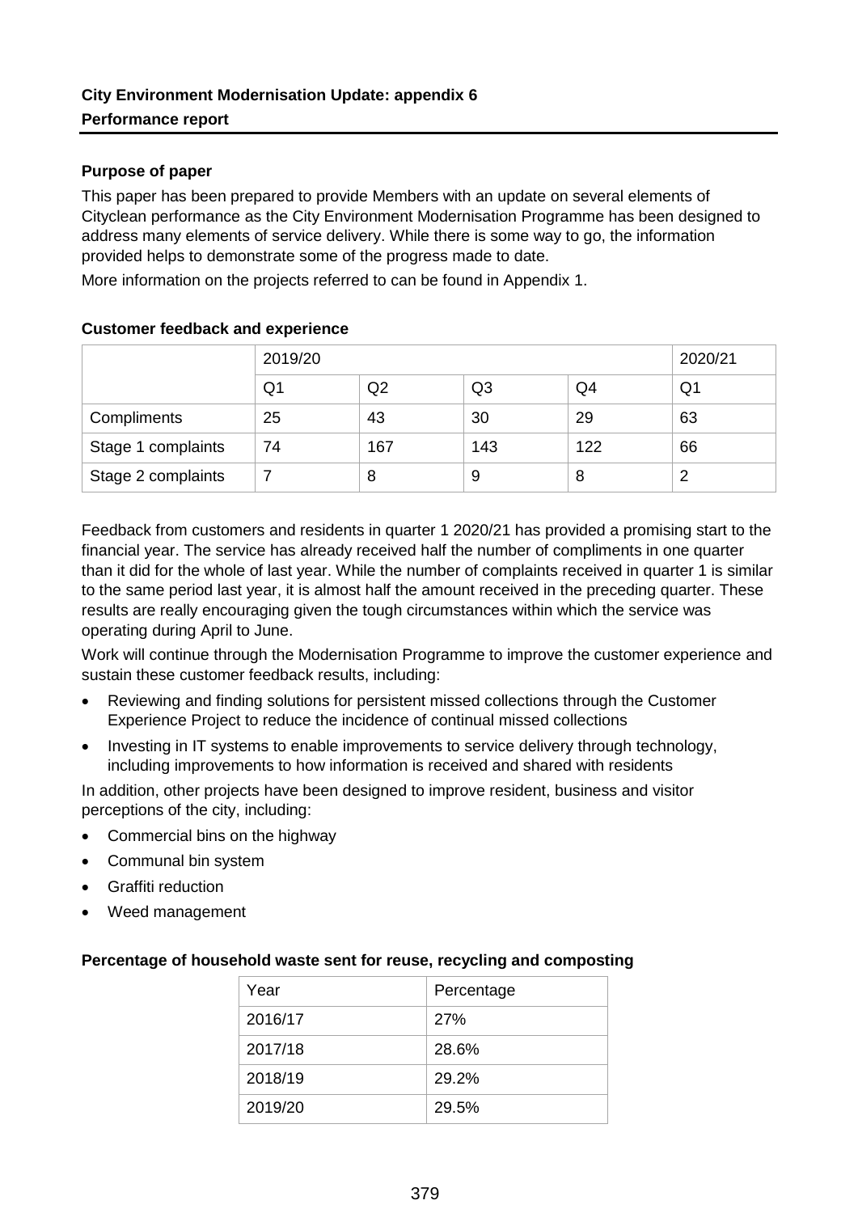**City Environment Modernisation Update: appendix 6**

**Performance report**

**Purpose of paper**

This paper has been prepared to provide Members with an update on several elements of Cityclean performance as the City Environment Modernisation Programme has been designed to address many elements of service delivery. While there is some way to go, the information provided helps to demonstrate some of the progress made to date.

More information on the projects referred to can be found in Appendix 1.

**Customer feedback and experience**

| | 2019/20 | | | | 2020/21 |
|---|---|---|---|---|---|
| | Q1 | Q2 | Q3 | Q4 | Q1 |
| Compliments | 25 | 43 | 30 | 29 | 63 |
| Stage 1 complaints | 74 | 167 | 143 | 122 | 66 |
| Stage 2 complaints | 7 | 8 | 9 | 8 | 2 |

Feedback from customers and residents in quarter 1 2020/21 has provided a promising start to the financial year. The service has already received half the number of compliments in one quarter than it did for the whole of last year. While the number of complaints received in quarter 1 is similar to the same period last year, it is almost half the amount received in the preceding quarter. These results are really encouraging given the tough circumstances within which the service was operating during April to June.

Work will continue through the Modernisation Programme to improve the customer experience and sustain these customer feedback results, including:

- Reviewing and finding solutions for persistent missed collections through the Customer Experience Project to reduce the incidence of continual missed collections
- Investing in IT systems to enable improvements to service delivery through technology, including improvements to how information is received and shared with residents

In addition, other projects have been designed to improve resident, business and visitor perceptions of the city, including:

- Commercial bins on the highway
- Communal bin system
- Graffiti reduction
- Weed management

**Percentage of household waste sent for reuse, recycling and composting**

| Year | Percentage |
|---|---|
| 2016/17 | 27% |
| 2017/18 | 28.6% |
| 2018/19 | 29.2% |
| 2019/20 | 29.5% |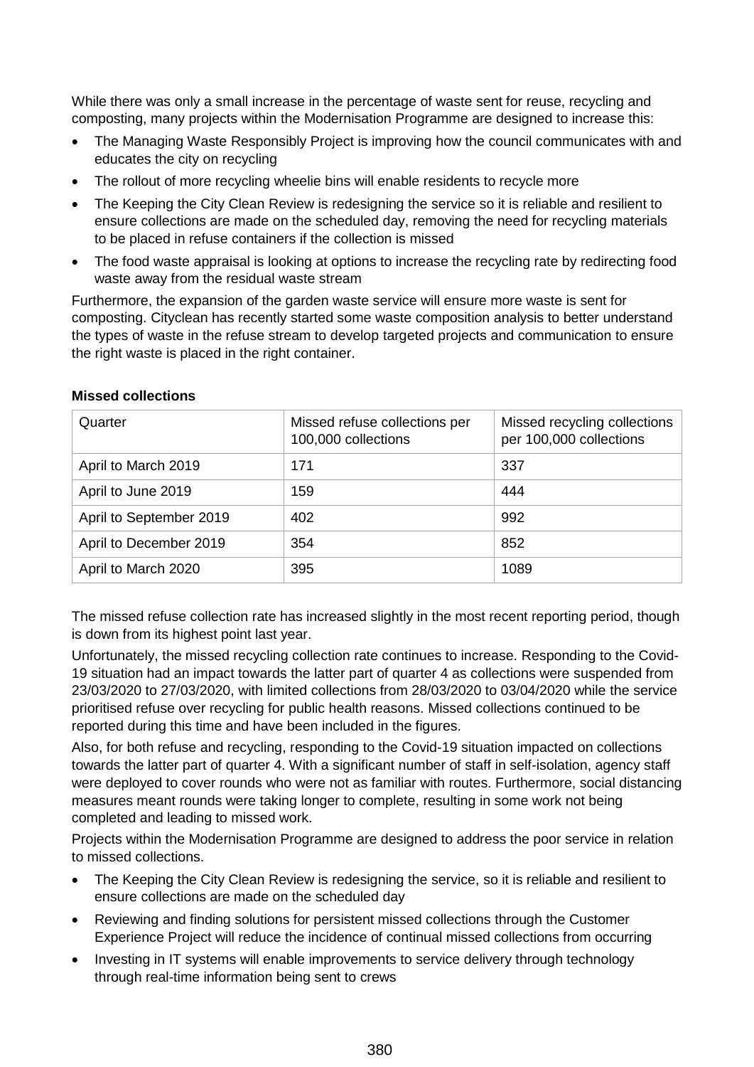While there was only a small increase in the percentage of waste sent for reuse, recycling and composting, many projects within the Modernisation Programme are designed to increase this:

- The Managing Waste Responsibly Project is improving how the council communicates with and educates the city on recycling
- The rollout of more recycling wheelie bins will enable residents to recycle more
- The Keeping the City Clean Review is redesigning the service so it is reliable and resilient to ensure collections are made on the scheduled day, removing the need for recycling materials to be placed in refuse containers if the collection is missed
- The food waste appraisal is looking at options to increase the recycling rate by redirecting food waste away from the residual waste stream

Furthermore, the expansion of the garden waste service will ensure more waste is sent for composting. Cityclean has recently started some waste composition analysis to better understand the types of waste in the refuse stream to develop targeted projects and communication to ensure the right waste is placed in the right container.

**Missed collections**

| Quarter | Missed refuse collections per 100,000 collections | Missed recycling collections per 100,000 collections |
|---|---|---|
| April to March 2019 | 171 | 337 |
| April to June 2019 | 159 | 444 |
| April to September 2019 | 402 | 992 |
| April to December 2019 | 354 | 852 |
| April to March 2020 | 395 | 1089 |

The missed refuse collection rate has increased slightly in the most recent reporting period, though is down from its highest point last year.

Unfortunately, the missed recycling collection rate continues to increase. Responding to the Covid-19 situation had an impact towards the latter part of quarter 4 as collections were suspended from 23/03/2020 to 27/03/2020, with limited collections from 28/03/2020 to 03/04/2020 while the service prioritised refuse over recycling for public health reasons. Missed collections continued to be reported during this time and have been included in the figures.

Also, for both refuse and recycling, responding to the Covid-19 situation impacted on collections towards the latter part of quarter 4. With a significant number of staff in self-isolation, agency staff were deployed to cover rounds who were not as familiar with routes. Furthermore, social distancing measures meant rounds were taking longer to complete, resulting in some work not being completed and leading to missed work.

Projects within the Modernisation Programme are designed to address the poor service in relation to missed collections.

- The Keeping the City Clean Review is redesigning the service, so it is reliable and resilient to ensure collections are made on the scheduled day
- Reviewing and finding solutions for persistent missed collections through the Customer Experience Project will reduce the incidence of continual missed collections from occurring
- Investing in IT systems will enable improvements to service delivery through technology through real-time information being sent to crews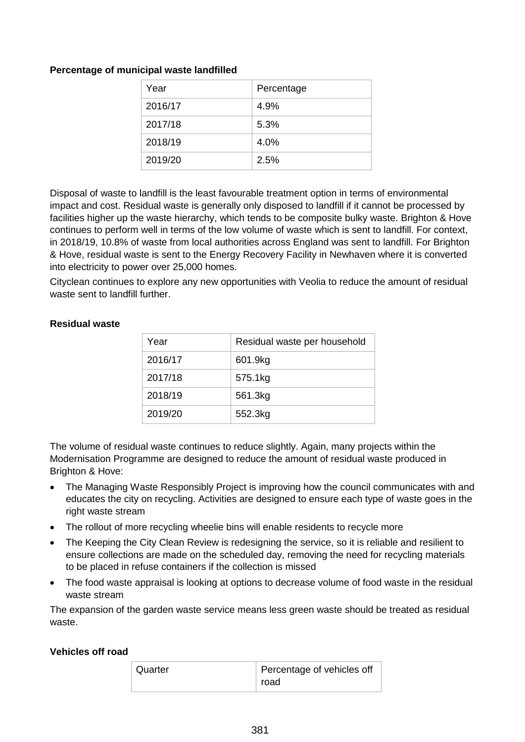**Percentage of municipal waste landfilled**

| Year | Percentage |
|---|---|
| 2016/17 | 4.9% |
| 2017/18 | 5.3% |
| 2018/19 | 4.0% |
| 2019/20 | 2.5% |

Disposal of waste to landfill is the least favourable treatment option in terms of environmental impact and cost. Residual waste is generally only disposed to landfill if it cannot be processed by facilities higher up the waste hierarchy, which tends to be composite bulky waste. Brighton & Hove continues to perform well in terms of the low volume of waste which is sent to landfill. For context, in 2018/19, 10.8% of waste from local authorities across England was sent to landfill. For Brighton & Hove, residual waste is sent to the Energy Recovery Facility in Newhaven where it is converted into electricity to power over 25,000 homes.

Cityclean continues to explore any new opportunities with Veolia to reduce the amount of residual waste sent to landfill further.

**Residual waste**

| Year | Residual waste per household |
|---|---|
| 2016/17 | 601.9kg |
| 2017/18 | 575.1kg |
| 2018/19 | 561.3kg |
| 2019/20 | 552.3kg |

The volume of residual waste continues to reduce slightly. Again, many projects within the Modernisation Programme are designed to reduce the amount of residual waste produced in Brighton & Hove:

- The Managing Waste Responsibly Project is improving how the council communicates with and educates the city on recycling. Activities are designed to ensure each type of waste goes in the right waste stream
- The rollout of more recycling wheelie bins will enable residents to recycle more
- The Keeping the City Clean Review is redesigning the service, so it is reliable and resilient to ensure collections are made on the scheduled day, removing the need for recycling materials to be placed in refuse containers if the collection is missed
- The food waste appraisal is looking at options to decrease volume of food waste in the residual waste stream

The expansion of the garden waste service means less green waste should be treated as residual waste.

**Vehicles off road**

| Quarter | Percentage of vehicles off road |
|---|---|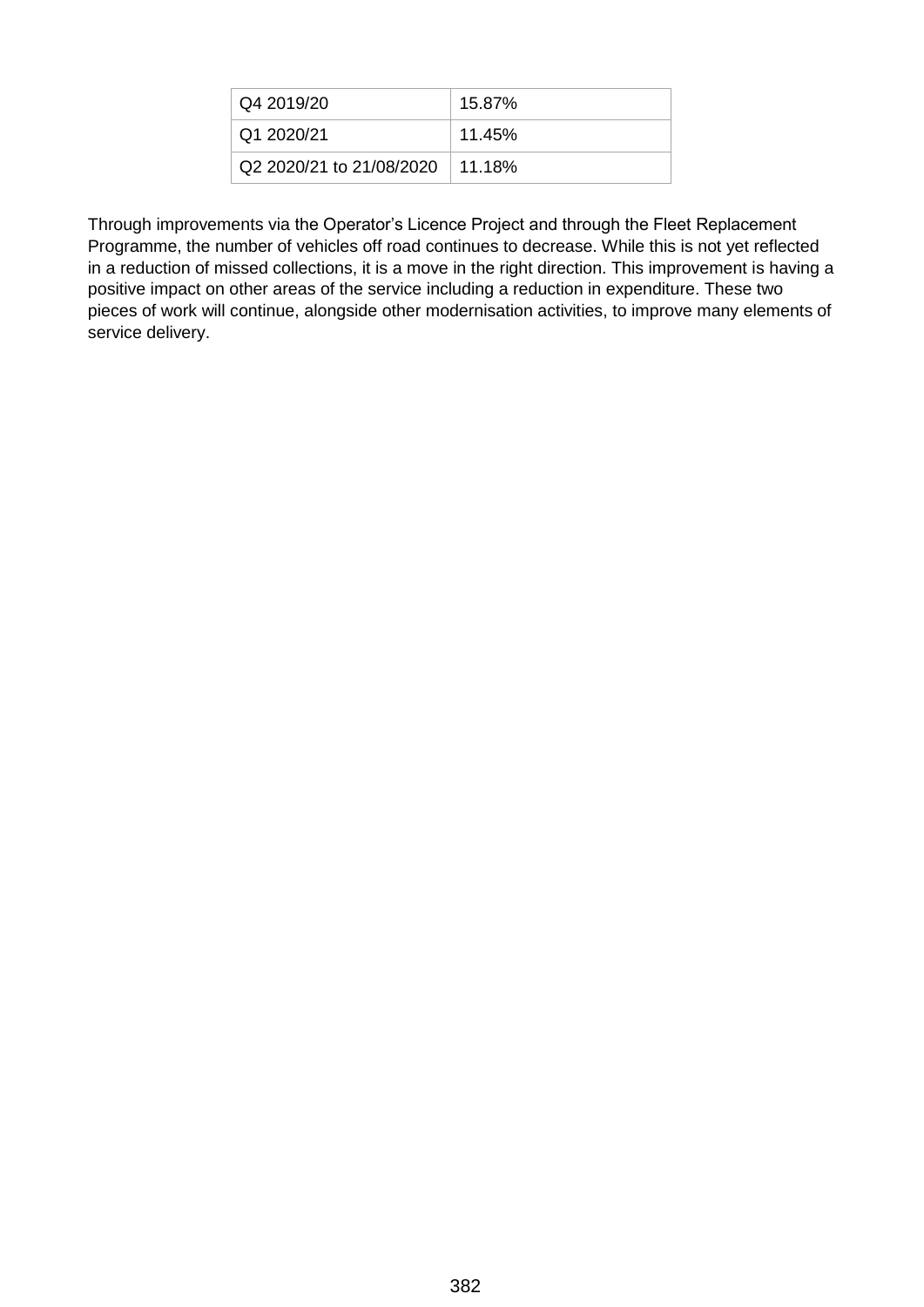| | |
|---|---|
| Q4 2019/20 | 15.87% |
| Q1 2020/21 | 11.45% |
| Q2 2020/21 to 21/08/2020 | 11.18% |

Through improvements via the Operator's Licence Project and through the Fleet Replacement Programme, the number of vehicles off road continues to decrease. While this is not yet reflected in a reduction of missed collections, it is a move in the right direction. This improvement is having a positive impact on other areas of the service including a reduction in expenditure. These two pieces of work will continue, alongside other modernisation activities, to improve many elements of service delivery.